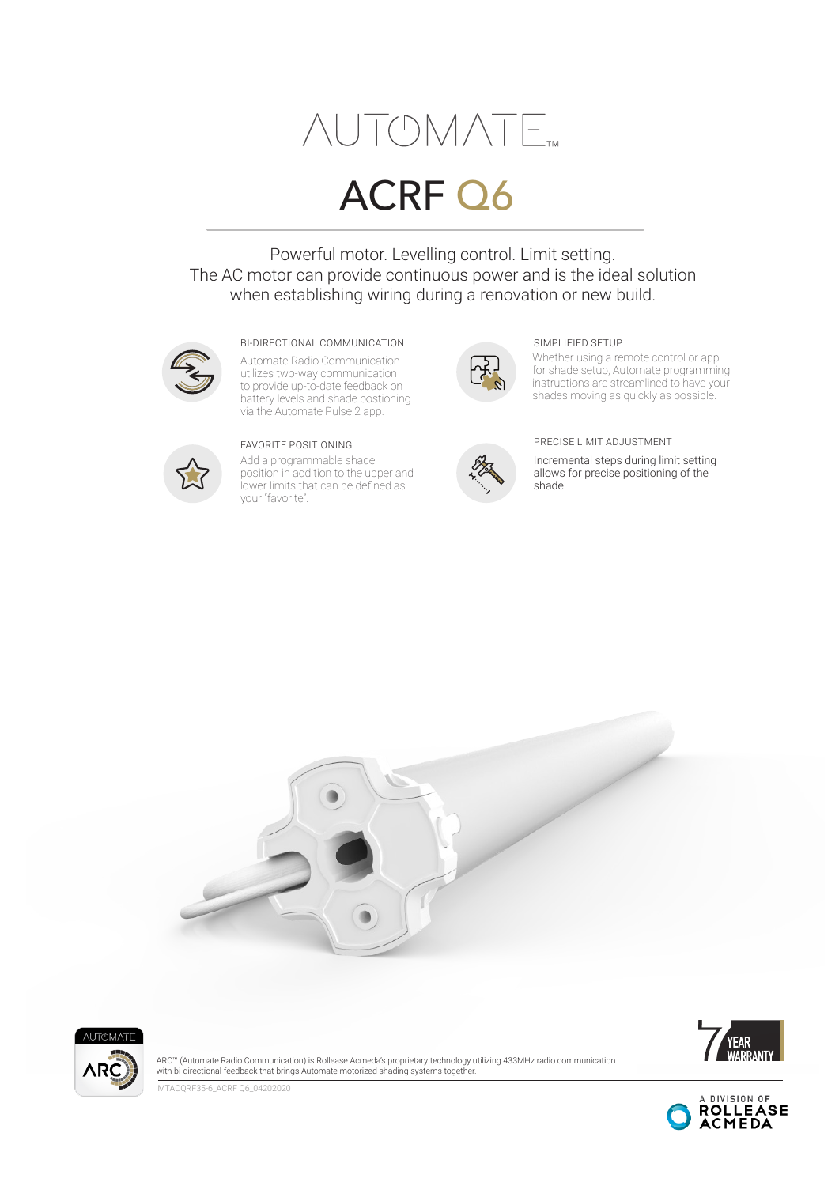# AUTOMATE™

# ACRF Q6

Powerful motor. Levelling control. Limit setting.
The AC motor can provide continuous power and is the ideal solution when establishing wiring during a renovation or new build.

### BI-DIRECTIONAL COMMUNICATION

Automate Radio Communication utilizes two-way communication to provide up-to-date feedback on battery levels and shade postioning via the Automate Pulse 2 app.

### SIMPLIFIED SETUP

Whether using a remote control or app for shade setup, Automate programming instructions are streamlined to have your shades moving as quickly as possible.

### FAVORITE POSITIONING

Add a programmable shade position in addition to the upper and lower limits that can be defined as your "favorite".

### PRECISE LIMIT ADJUSTMENT

Incremental steps during limit setting allows for precise positioning of the shade.

AUTOMATE ARC

ARC™ (Automate Radio Communication) is Rollease Acmeda's proprietary technology utilizing 433MHz radio communication with bi-directional feedback that brings Automate motorized shading systems together.

7 YEAR WARRANTY

MTACQRF35-6_ACRF Q6_04202020

A DIVISION OF ROLLEASE ACMEDA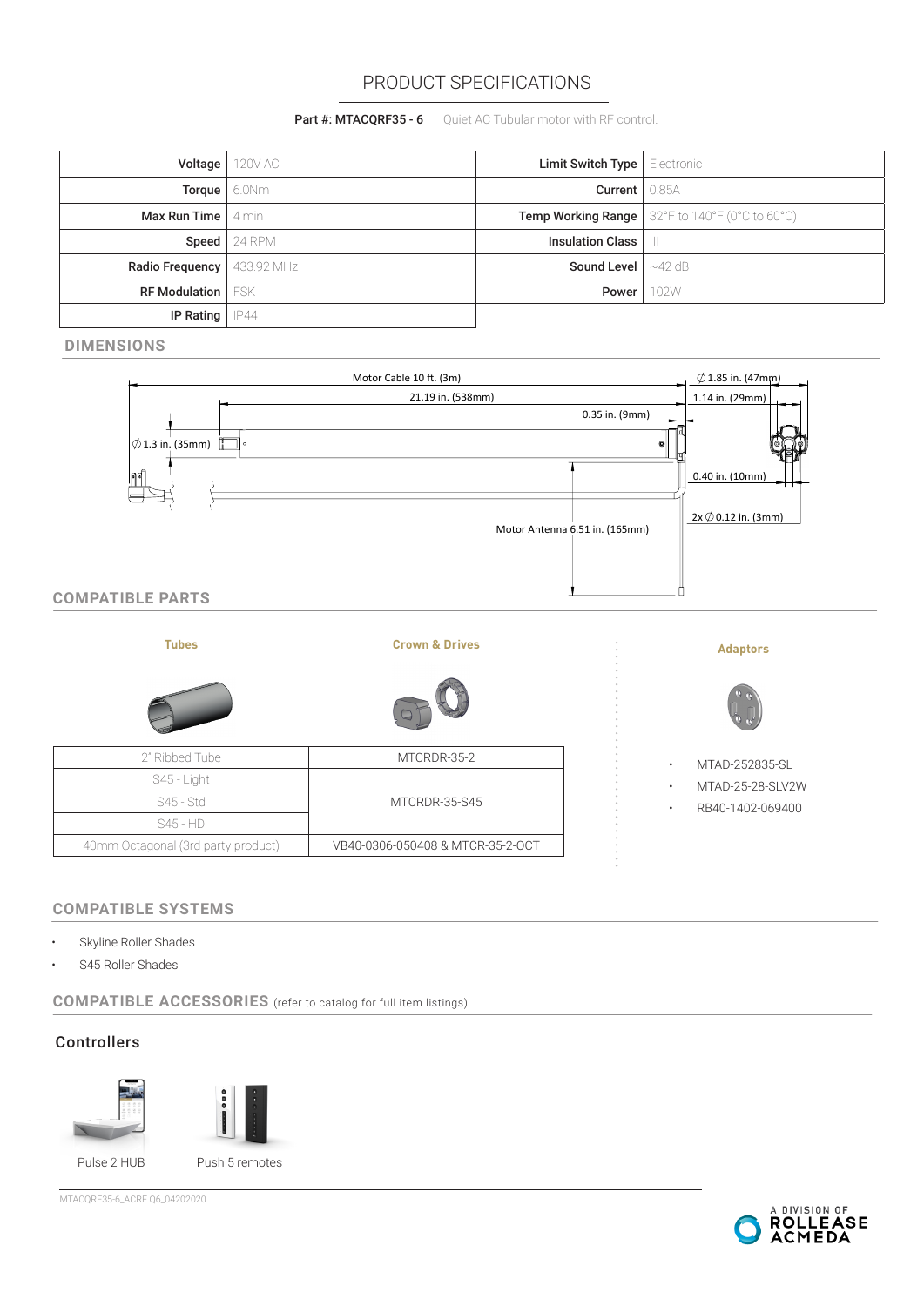# PRODUCT SPECIFICATIONS

**Part #: MTACQRF35 - 6** Quiet AC Tubular motor with RF control.

| | | | |
|---|---|---|---|
| **Voltage** | 120V AC | **Limit Switch Type** | Electronic |
| **Torque** | 6.0Nm | **Current** | 0.85A |
| **Max Run Time** | 4 min | **Temp Working Range** | 32°F to 140°F (0°C to 60°C) |
| **Speed** | 24 RPM | **Insulation Class** | III |
| **Radio Frequency** | 433.92 MHz | **Sound Level** | ~42 dB |
| **RF Modulation** | FSK | **Power** | 102W |
| **IP Rating** | IP44 | | |

## DIMENSIONS

Motor Cable 10 ft. (3m)

21.19 in. (538mm)

0.35 in. (9mm)

∅1.3 in. (35mm)

∅1.85 in. (47mm)

1.14 in. (29mm)

0.40 in. (10mm)

2x ∅0.12 in. (3mm)

Motor Antenna 6.51 in. (165mm)

## COMPATIBLE PARTS

**Tubes** / **Crown & Drives**

| | |
|---|---|
| 2" Ribbed Tube | MTCRDR-35-2 |
| S45 - Light | MTCRDR-35-S45 |
| S45 - Std | |
| S45 - HD | |
| 40mm Octagonal (3rd party product) | VB40-0306-050408 & MTCR-35-2-OCT |

**Adaptors**

- MTAD-252835-SL
- MTAD-25-28-SLV2W
- RB40-1402-069400

## COMPATIBLE SYSTEMS

- Skyline Roller Shades
- S45 Roller Shades

## COMPATIBLE ACCESSORIES (refer to catalog for full item listings)

### Controllers

Pulse 2 HUB

Push 5 remotes

MTACQRF35-6_ACRF Q6_04202020